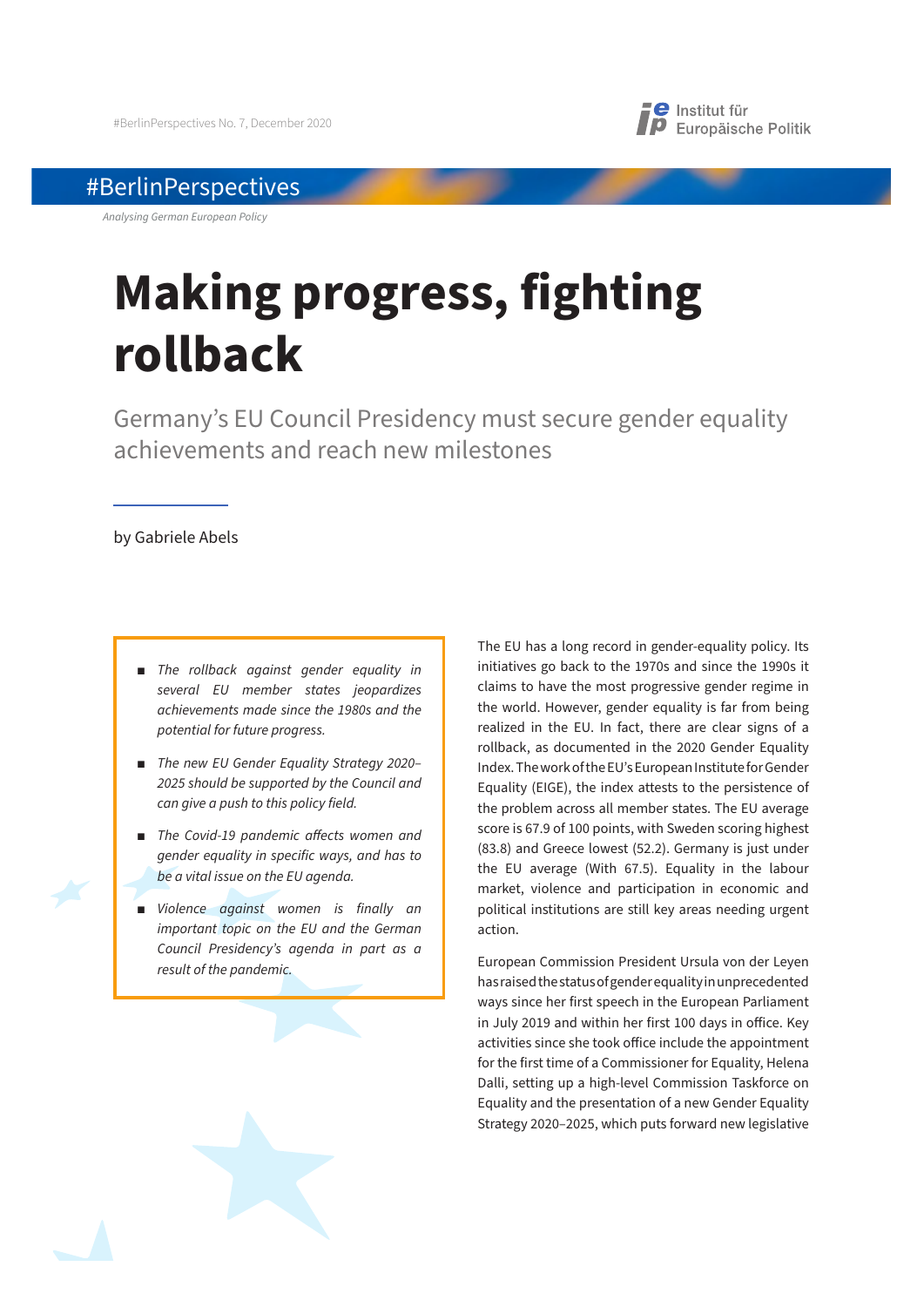#BerlinPerspectives

*Analysing German European Policy*

# Making progress, fighting rollback

## Germany's EU Council Presidency must secure gender equality achievements and reach new milestones

by Gabriele Abels

- *The rollback against gender equality in several EU member states jeopardizes achievements made since the 1980s and the potential for future progress.*
- *The new EU Gender Equality Strategy 2020–2025 should be supported by the Council and can give a push to this policy field.*
- *The Covid-19 pandemic affects women and gender equality in specific ways, and has to be a vital issue on the EU agenda.*
- *Violence against women is finally an important topic on the EU and the German Council Presidency's agenda in part as a result of the pandemic.*

The EU has a long record in gender-equality policy. Its initiatives go back to the 1970s and since the 1990s it claims to have the most progressive gender regime in the world. However, gender equality is far from being realized in the EU. In fact, there are clear signs of a rollback, as documented in the 2020 Gender Equality Index. The work of the EU's European Institute for Gender Equality (EIGE), the index attests to the persistence of the problem across all member states. The EU average score is 67.9 of 100 points, with Sweden scoring highest (83.8) and Greece lowest (52.2). Germany is just under the EU average (With 67.5). Equality in the labour market, violence and participation in economic and political institutions are still key areas needing urgent action.

European Commission President Ursula von der Leyen has raised the status of gender equality in unprecedented ways since her first speech in the European Parliament in July 2019 and within her first 100 days in office. Key activities since she took office include the appointment for the first time of a Commissioner for Equality, Helena Dalli, setting up a high-level Commission Taskforce on Equality and the presentation of a new Gender Equality Strategy 2020–2025, which puts forward new legislative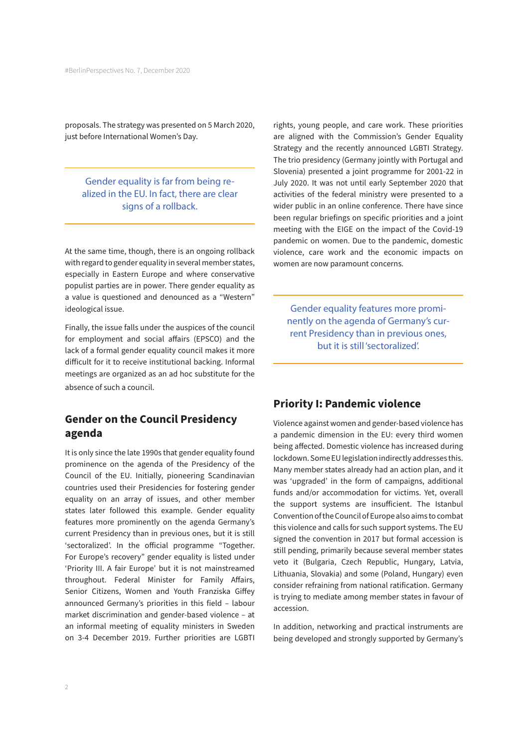proposals. The strategy was presented on 5 March 2020, just before International Women's Day.

> Gender equality is far from being realized in the EU. In fact, there are clear signs of a rollback.

At the same time, though, there is an ongoing rollback with regard to gender equality in several member states, especially in Eastern Europe and where conservative populist parties are in power. There gender equality as a value is questioned and denounced as a "Western" ideological issue.

Finally, the issue falls under the auspices of the council for employment and social affairs (EPSCO) and the lack of a formal gender equality council makes it more difficult for it to receive institutional backing. Informal meetings are organized as an ad hoc substitute for the absence of such a council.

## Gender on the Council Presidency agenda

It is only since the late 1990s that gender equality found prominence on the agenda of the Presidency of the Council of the EU. Initially, pioneering Scandinavian countries used their Presidencies for fostering gender equality on an array of issues, and other member states later followed this example. Gender equality features more prominently on the agenda Germany's current Presidency than in previous ones, but it is still 'sectoralized'. In the official programme "Together. For Europe's recovery" gender equality is listed under 'Priority III. A fair Europe' but it is not mainstreamed throughout. Federal Minister for Family Affairs, Senior Citizens, Women and Youth Franziska Giffey announced Germany's priorities in this field – labour market discrimination and gender-based violence – at an informal meeting of equality ministers in Sweden on 3-4 December 2019. Further priorities are LGBTI rights, young people, and care work. These priorities are aligned with the Commission's Gender Equality Strategy and the recently announced LGBTI Strategy. The trio presidency (Germany jointly with Portugal and Slovenia) presented a joint programme for 2001-22 in July 2020. It was not until early September 2020 that activities of the federal ministry were presented to a wider public in an online conference. There have since been regular briefings on specific priorities and a joint meeting with the EIGE on the impact of the Covid-19 pandemic on women. Due to the pandemic, domestic violence, care work and the economic impacts on women are now paramount concerns.

> Gender equality features more prominently on the agenda of Germany's current Presidency than in previous ones, but it is still 'sectoralized'.

## Priority I: Pandemic violence

Violence against women and gender-based violence has a pandemic dimension in the EU: every third women being affected. Domestic violence has increased during lockdown. Some EU legislation indirectly addresses this. Many member states already had an action plan, and it was 'upgraded' in the form of campaigns, additional funds and/or accommodation for victims. Yet, overall the support systems are insufficient. The Istanbul Convention of the Council of Europe also aims to combat this violence and calls for such support systems. The EU signed the convention in 2017 but formal accession is still pending, primarily because several member states veto it (Bulgaria, Czech Republic, Hungary, Latvia, Lithuania, Slovakia) and some (Poland, Hungary) even consider refraining from national ratification. Germany is trying to mediate among member states in favour of accession.

In addition, networking and practical instruments are being developed and strongly supported by Germany's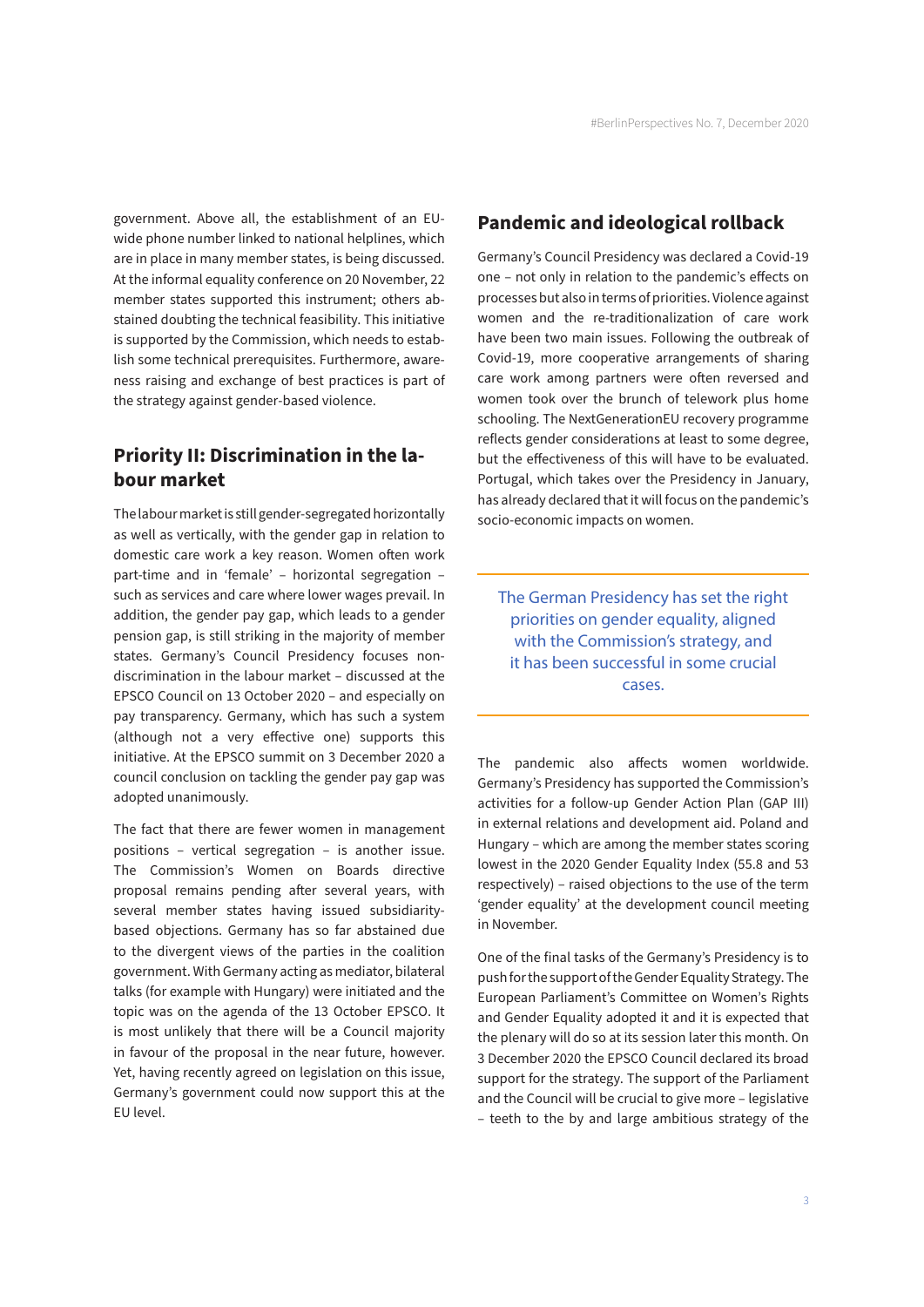government. Above all, the establishment of an EU-wide phone number linked to national helplines, which are in place in many member states, is being discussed. At the informal equality conference on 20 November, 22 member states supported this instrument; others abstained doubting the technical feasibility. This initiative is supported by the Commission, which needs to establish some technical prerequisites. Furthermore, awareness raising and exchange of best practices is part of the strategy against gender-based violence.

## Priority II: Discrimination in the labour market

The labour market is still gender-segregated horizontally as well as vertically, with the gender gap in relation to domestic care work a key reason. Women often work part-time and in 'female' – horizontal segregation – such as services and care where lower wages prevail. In addition, the gender pay gap, which leads to a gender pension gap, is still striking in the majority of member states. Germany's Council Presidency focuses non-discrimination in the labour market – discussed at the EPSCO Council on 13 October 2020 – and especially on pay transparency. Germany, which has such a system (although not a very effective one) supports this initiative. At the EPSCO summit on 3 December 2020 a council conclusion on tackling the gender pay gap was adopted unanimously.

The fact that there are fewer women in management positions – vertical segregation – is another issue. The Commission's Women on Boards directive proposal remains pending after several years, with several member states having issued subsidiarity-based objections. Germany has so far abstained due to the divergent views of the parties in the coalition government. With Germany acting as mediator, bilateral talks (for example with Hungary) were initiated and the topic was on the agenda of the 13 October EPSCO. It is most unlikely that there will be a Council majority in favour of the proposal in the near future, however. Yet, having recently agreed on legislation on this issue, Germany's government could now support this at the EU level.

## Pandemic and ideological rollback

Germany's Council Presidency was declared a Covid-19 one – not only in relation to the pandemic's effects on processes but also in terms of priorities. Violence against women and the re-traditionalization of care work have been two main issues. Following the outbreak of Covid-19, more cooperative arrangements of sharing care work among partners were often reversed and women took over the brunch of telework plus home schooling. The NextGenerationEU recovery programme reflects gender considerations at least to some degree, but the effectiveness of this will have to be evaluated. Portugal, which takes over the Presidency in January, has already declared that it will focus on the pandemic's socio-economic impacts on women.

> The German Presidency has set the right priorities on gender equality, aligned with the Commission's strategy, and it has been successful in some crucial cases.

The pandemic also affects women worldwide. Germany's Presidency has supported the Commission's activities for a follow-up Gender Action Plan (GAP III) in external relations and development aid. Poland and Hungary – which are among the member states scoring lowest in the 2020 Gender Equality Index (55.8 and 53 respectively) – raised objections to the use of the term 'gender equality' at the development council meeting in November.

One of the final tasks of the Germany's Presidency is to push for the support of the Gender Equality Strategy. The European Parliament's Committee on Women's Rights and Gender Equality adopted it and it is expected that the plenary will do so at its session later this month. On 3 December 2020 the EPSCO Council declared its broad support for the strategy. The support of the Parliament and the Council will be crucial to give more – legislative – teeth to the by and large ambitious strategy of the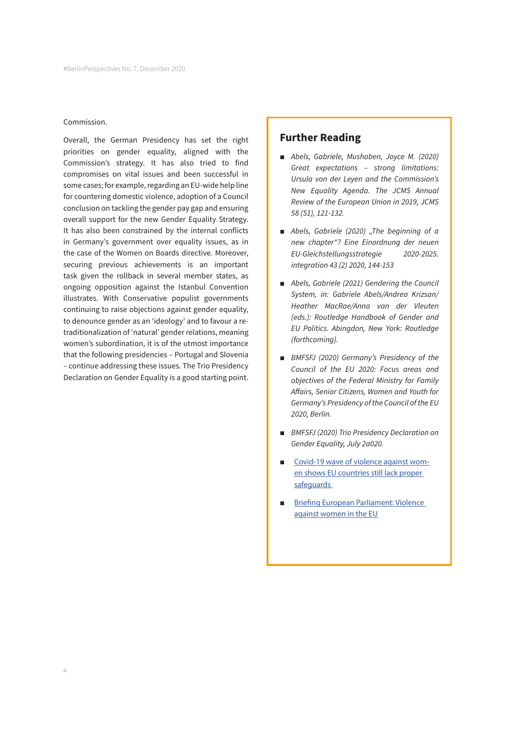Commission.

Overall, the German Presidency has set the right priorities on gender equality, aligned with the Commission's strategy. It has also tried to find compromises on vital issues and been successful in some cases; for example, regarding an EU-wide help line for countering domestic violence, adoption of a Council conclusion on tackling the gender pay gap and ensuring overall support for the new Gender Equality Strategy. It has also been constrained by the internal conflicts in Germany's government over equality issues, as in the case of the Women on Boards directive. Moreover, securing previous achievements is an important task given the rollback in several member states, as ongoing opposition against the Istanbul Convention illustrates. With Conservative populist governments continuing to raise objections against gender equality, to denounce gender as an 'ideology' and to favour a re-traditionalization of 'natural' gender relations, meaning women's subordination, it is of the utmost importance that the following presidencies – Portugal and Slovenia – continue addressing these issues. The Trio Presidency Declaration on Gender Equality is a good starting point.

## Further Reading

- *Abels, Gabriele, Mushaben, Joyce M. (2020) Great expectations – strong limitations: Ursula von der Leyen and the Commission's New Equality Agenda. The JCMS Annual Review of the European Union in 2019, JCMS 58 (S1), 121-132.*
- *Abels, Gabriele (2020) „The beginning of a new chapter"? Eine Einordnung der neuen EU-Gleichstellungsstrategie 2020-2025. integration 43 (2) 2020, 144-153*
- *Abels, Gabriele (2021) Gendering the Council System, in: Gabriele Abels/Andrea Krizsan/ Heather MacRae/Anna van der Vleuten (eds.): Routledge Handbook of Gender and EU Politics. Abingdon, New York: Routledge (forthcoming).*
- *BMFSFJ (2020) Germany's Presidency of the Council of the EU 2020: Focus areas and objectives of the Federal Ministry for Family Affairs, Senior Citizens, Women and Youth for Germany's Presidency of the Council of the EU 2020, Berlin.*
- *BMFSFJ (2020) Trio Presidency Declaration on Gender Equality, July 2a020.*
- Covid-19 wave of violence against women shows EU countries still lack proper safeguards
- Briefing European Parliament: Violence against women in the EU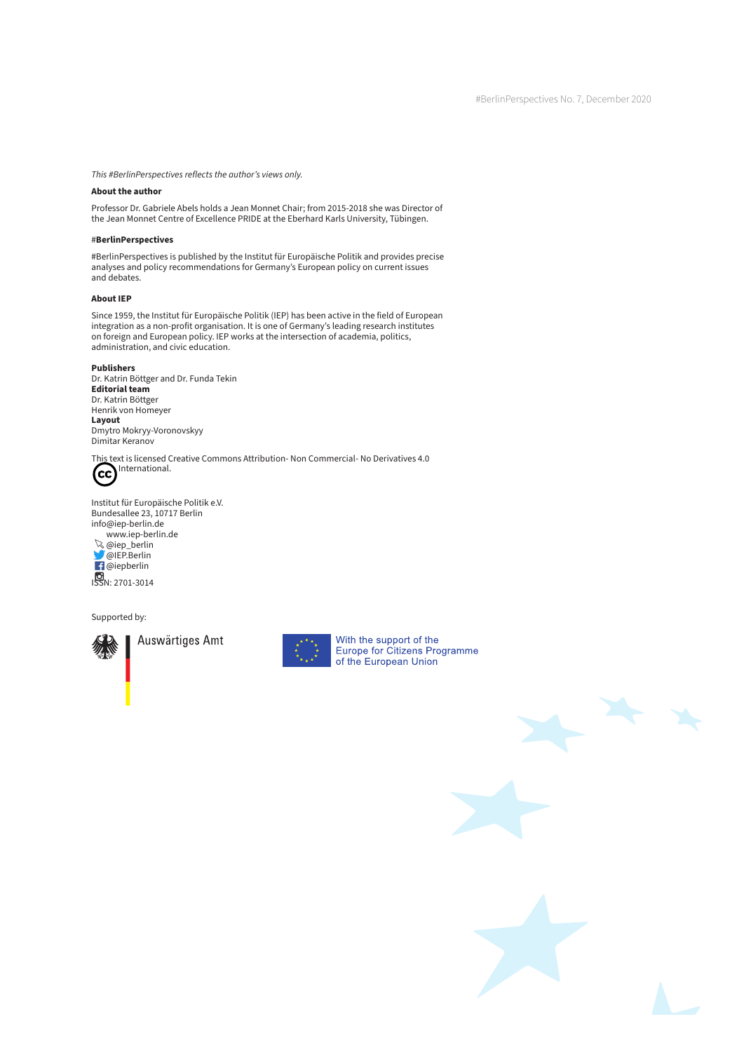*This #BerlinPerspectives reflects the author's views only.*

**About the author**

Professor Dr. Gabriele Abels holds a Jean Monnet Chair; from 2015-2018 she was Director of the Jean Monnet Centre of Excellence PRIDE at the Eberhard Karls University, Tübingen.

#**BerlinPerspectives**

#BerlinPerspectives is published by the Institut für Europäische Politik and provides precise analyses and policy recommendations for Germany's European policy on current issues and debates.

**About IEP**

Since 1959, the Institut für Europäische Politik (IEP) has been active in the field of European integration as a non-profit organisation. It is one of Germany's leading research institutes on foreign and European policy. IEP works at the intersection of academia, politics, administration, and civic education.

**Publishers**
Dr. Katrin Böttger and Dr. Funda Tekin
**Editorial team**
Dr. Katrin Böttger
Henrik von Homeyer
**Layout**
Dmytro Mokryy-Voronovskyy
Dimitar Keranov

This text is licensed Creative Commons Attribution- Non Commercial- No Derivatives 4.0 International.

Institut für Europäische Politik e.V.
Bundesallee 23, 10717 Berlin
info@iep-berlin.de
www.iep-berlin.de
@iep_berlin
@IEP.Berlin
@iepberlin
ISSN: 2701-3014

Supported by:

Auswärtiges Amt

With the support of the Europe for Citizens Programme of the European Union